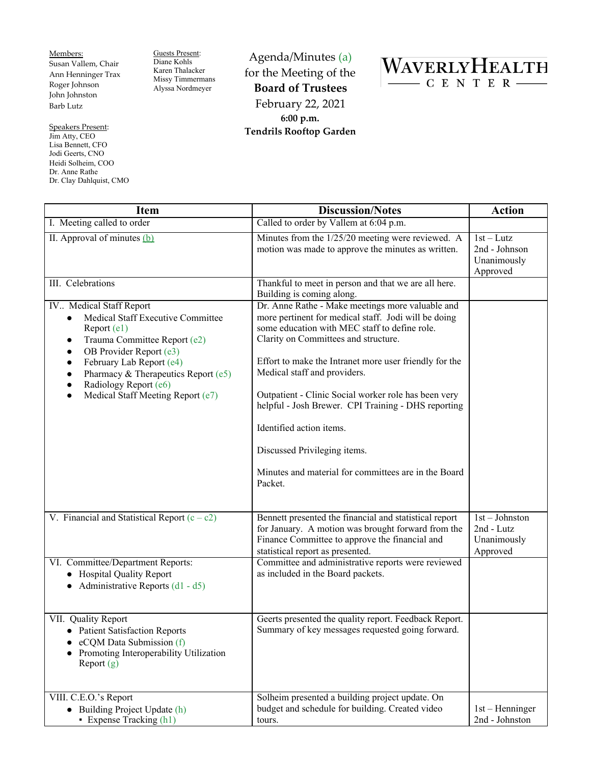**Members:**
Susan Vallem, Chair
Ann Henninger Trax
Roger Johnson
John Johnston
Barb Lutz

**Guests Present:**
Diane Kohls
Karen Thalacker
Missy Timmermans
Alyssa Nordmeyer

**Speakers Present:**
Jim Atty, CEO
Lisa Bennett, CFO
Jodi Geerts, CNO
Heidi Solheim, COO
Dr. Anne Rathe
Dr. Clay Dahlquist, CMO

# Agenda/Minutes (a) for the Meeting of the **Board of Trustees**

February 22, 2021
**6:00 p.m.**
**Tendrils Rooftop Garden**

WAVERLY HEALTH CENTER

| Item | Discussion/Notes | Action |
|---|---|---|
| I. Meeting called to order | Called to order by Vallem at 6:04 p.m. | |
| II. Approval of minutes (b) | Minutes from the 1/25/20 meeting were reviewed. A motion was made to approve the minutes as written. | 1st – Lutz<br>2nd - Johnson<br>Unanimously Approved |
| III. Celebrations | Thankful to meet in person and that we are all here. Building is coming along. | |
| IV.. Medical Staff Report<br>• Medical Staff Executive Committee Report (e1)<br>• Trauma Committee Report (e2)<br>• OB Provider Report (e3)<br>• February Lab Report (e4)<br>• Pharmacy & Therapeutics Report (e5)<br>• Radiology Report (e6)<br>• Medical Staff Meeting Report (e7) | Dr. Anne Rathe - Make meetings more valuable and more pertinent for medical staff. Jodi will be doing some education with MEC staff to define role. Clarity on Committees and structure.<br><br>Effort to make the Intranet more user friendly for the Medical staff and providers.<br><br>Outpatient - Clinic Social worker role has been very helpful - Josh Brewer. CPI Training - DHS reporting<br><br>Identified action items.<br><br>Discussed Privileging items.<br><br>Minutes and material for committees are in the Board Packet. | |
| V. Financial and Statistical Report (c – c2) | Bennett presented the financial and statistical report for January. A motion was brought forward from the Finance Committee to approve the financial and statistical report as presented. | 1st – Johnston<br>2nd - Lutz<br>Unanimously Approved |
| VI. Committee/Department Reports:<br>• Hospital Quality Report<br>• Administrative Reports (d1 - d5) | Committee and administrative reports were reviewed as included in the Board packets. | |
| VII. Quality Report<br>• Patient Satisfaction Reports<br>• eCQM Data Submission (f)<br>• Promoting Interoperability Utilization Report (g) | Geerts presented the quality report. Feedback Report. Summary of key messages requested going forward. | |
| VIII. C.E.O.'s Report<br>• Building Project Update (h)<br>▪ Expense Tracking (h1) | Solheim presented a building project update. On budget and schedule for building. Created video tours. | 1st – Henninger<br>2nd - Johnston |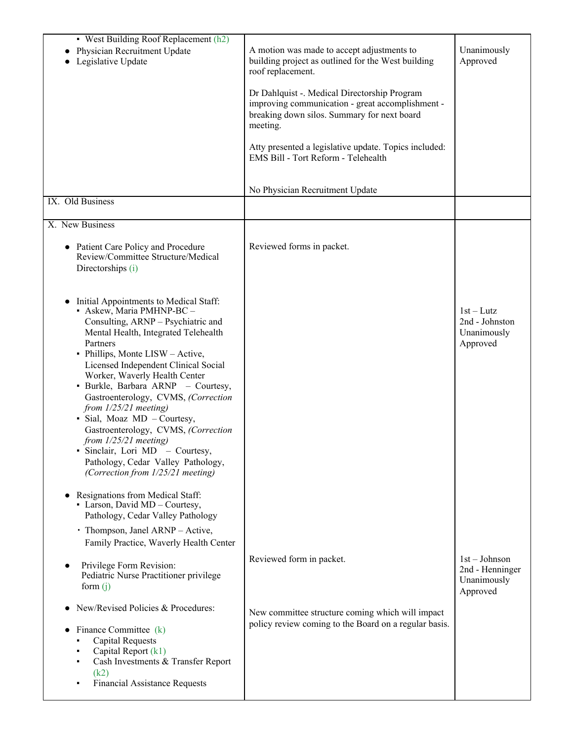| | | |
|---|---|---|
| ▪ West Building Roof Replacement (h2)<br>● Physician Recruitment Update<br>● Legislative Update | A motion was made to accept adjustments to building project as outlined for the West building roof replacement.<br><br>Dr Dahlquist -. Medical Directorship Program improving communication - great accomplishment - breaking down silos. Summary for next board meeting.<br><br>Atty presented a legislative update. Topics included: EMS Bill - Tort Reform - Telehealth<br><br>No Physician Recruitment Update | Unanimously Approved |
| IX. Old Business | | |
| X. New Business<br><br>● Patient Care Policy and Procedure Review/Committee Structure/Medical Directorships (i)<br><br>● Initial Appointments to Medical Staff:<br>▪ Askew, Maria PMHNP-BC – Consulting, ARNP – Psychiatric and Mental Health, Integrated Telehealth Partners<br>▪ Phillips, Monte LISW – Active, Licensed Independent Clinical Social Worker, Waverly Health Center<br>▪ Burkle, Barbara ARNP – Courtesy, Gastroenterology, CVMS, *(Correction from 1/25/21 meeting)*<br>▪ Sial, Moaz MD – Courtesy, Gastroenterology, CVMS, *(Correction from 1/25/21 meeting)*<br>▪ Sinclair, Lori MD – Courtesy, Pathology, Cedar Valley Pathology, *(Correction from 1/25/21 meeting)*<br><br>● Resignations from Medical Staff:<br>▪ Larson, David MD – Courtesy, Pathology, Cedar Valley Pathology<br>▪ Thompson, Janel ARNP – Active, Family Practice, Waverly Health Center<br><br>● Privilege Form Revision: Pediatric Nurse Practitioner privilege form (j)<br><br>● New/Revised Policies & Procedures:<br><br>● Finance Committee (k)<br>▪ Capital Requests<br>▪ Capital Report (k1)<br>▪ Cash Investments & Transfer Report (k2)<br>▪ Financial Assistance Requests | Reviewed forms in packet.<br><br>Reviewed form in packet.<br><br>New committee structure coming which will impact policy review coming to the Board on a regular basis. | 1st – Lutz<br>2nd - Johnston<br>Unanimously Approved<br><br>1st – Johnson<br>2nd - Henninger<br>Unanimously Approved |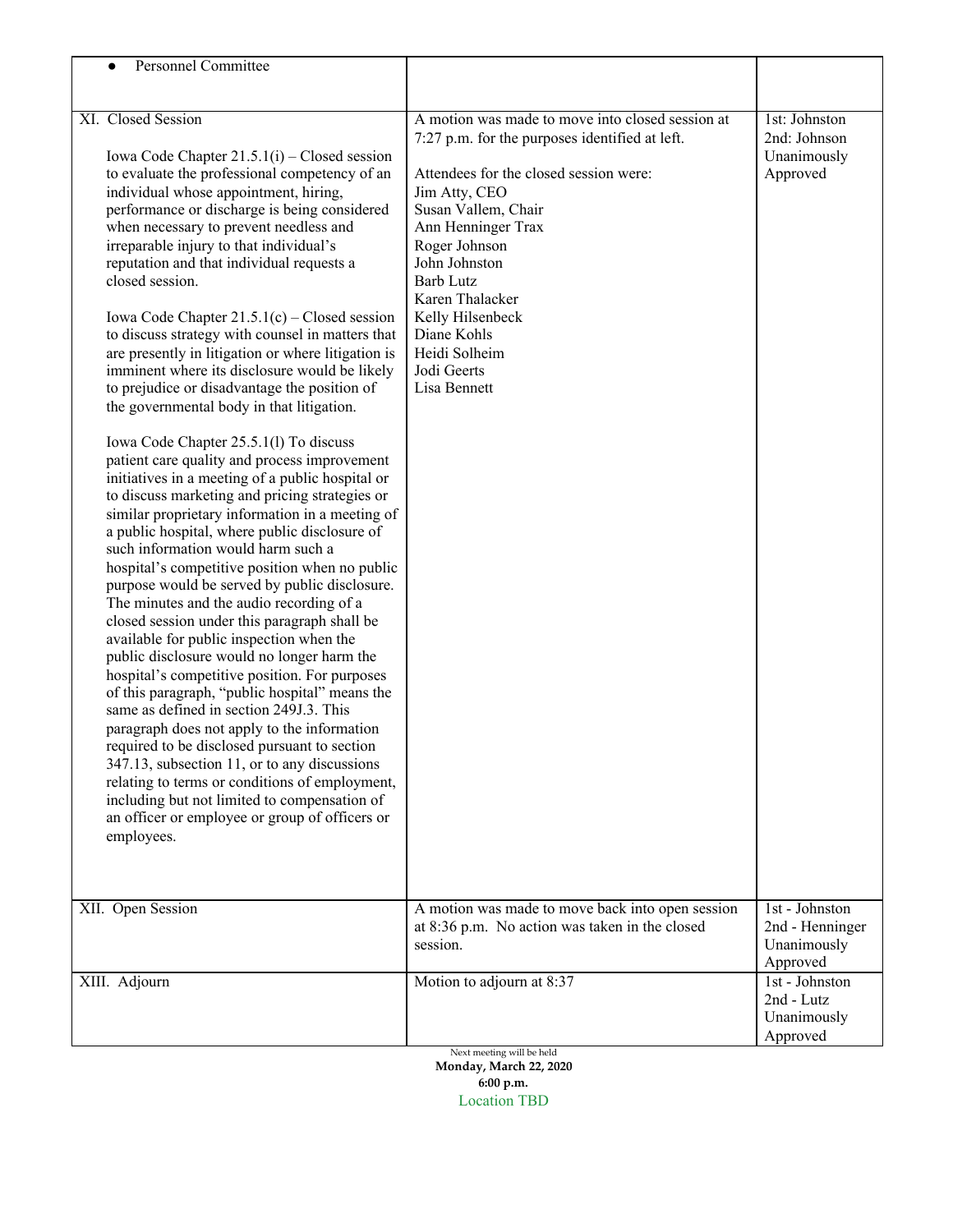| | | |
|---|---|---|
| • Personnel Committee | | |
| XI. Closed Session<br><br>Iowa Code Chapter 21.5.1(i) – Closed session to evaluate the professional competency of an individual whose appointment, hiring, performance or discharge is being considered when necessary to prevent needless and irreparable injury to that individual's reputation and that individual requests a closed session.<br><br>Iowa Code Chapter 21.5.1(c) – Closed session to discuss strategy with counsel in matters that are presently in litigation or where litigation is imminent where its disclosure would be likely to prejudice or disadvantage the position of the governmental body in that litigation.<br><br>Iowa Code Chapter 25.5.1(l) To discuss patient care quality and process improvement initiatives in a meeting of a public hospital or to discuss marketing and pricing strategies or similar proprietary information in a meeting of a public hospital, where public disclosure of such information would harm such a hospital's competitive position when no public purpose would be served by public disclosure. The minutes and the audio recording of a closed session under this paragraph shall be available for public inspection when the public disclosure would no longer harm the hospital's competitive position. For purposes of this paragraph, "public hospital" means the same as defined in section 249J.3. This paragraph does not apply to the information required to be disclosed pursuant to section 347.13, subsection 11, or to any discussions relating to terms or conditions of employment, including but not limited to compensation of an officer or employee or group of officers or employees. | A motion was made to move into closed session at 7:27 p.m. for the purposes identified at left.<br><br>Attendees for the closed session were:<br>Jim Atty, CEO<br>Susan Vallem, Chair<br>Ann Henninger Trax<br>Roger Johnson<br>John Johnston<br>Barb Lutz<br>Karen Thalacker<br>Kelly Hilsenbeck<br>Diane Kohls<br>Heidi Solheim<br>Jodi Geerts<br>Lisa Bennett | 1st: Johnston<br>2nd: Johnson<br>Unanimously Approved |
| XII. Open Session | A motion was made to move back into open session at 8:36 p.m. No action was taken in the closed session. | 1st - Johnston<br>2nd - Henninger<br>Unanimously Approved |
| XIII. Adjourn | Motion to adjourn at 8:37 | 1st - Johnston<br>2nd - Lutz<br>Unanimously Approved |

Next meeting will be held
**Monday, March 22, 2020**
**6:00 p.m.**
Location TBD